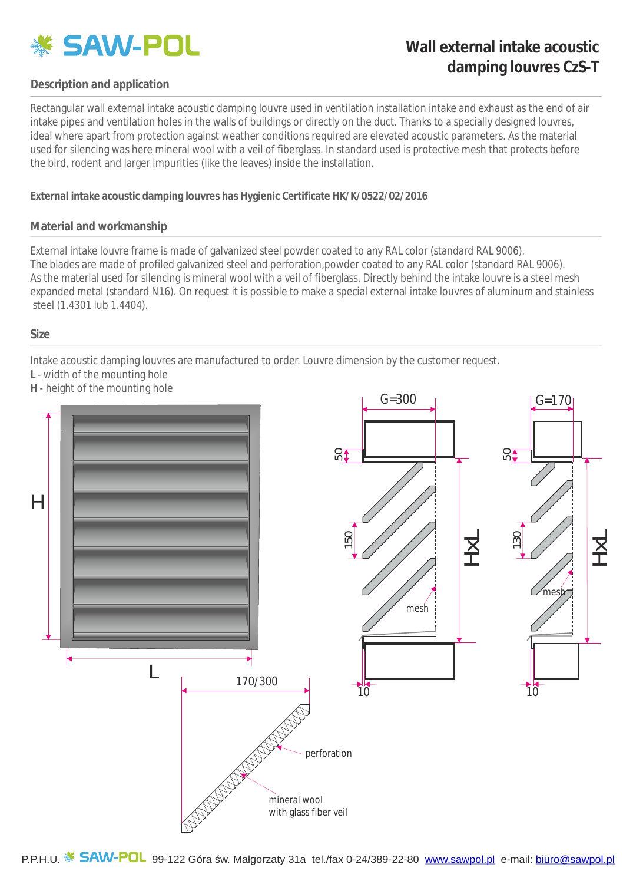# Wall external intake acoustic damping louvres CzS-T

## Description and application

Rectangular wall external intake acoustic damping louvre used in ventilation installation intake and exhaust as the end of air intake pipes and ventilation holes in the walls of buildings or directly on the duct. Thanks to a specially designed louvres, ideal where apart from protection against weather conditions required are elevated acoustic parameters. As the material used for silencing was here mineral wool with a veil of fiberglass. In standard used is protective mesh that protects before the bird, rodent and larger impurities (like the leaves) inside the installation.

**External intake acoustic damping louvres has Hygienic Certificate HK/K/0522/02/2016**

## Material and workmanship

External intake louvre frame is made of galvanized steel powder coated to any RAL color (standard RAL 9006).
The blades are made of profiled galvanized steel and perforation,powder coated to any RAL color (standard RAL 9006).
As the material used for silencing is mineral wool with a veil of fiberglass. Directly behind the intake louvre is a steel mesh expanded metal (standard N16). On request it is possible to make a special external intake louvres of aluminum and stainless steel (1.4301 lub 1.4404).

## Size

Intake acoustic damping louvres are manufactured to order. Louvre dimension by the customer request.

**L** - width of the mounting hole
**H** - height of the mounting hole

H, L, G=300, G=170, 50, 150, 130, HxL, mesh, 10, 170/300, perforation, mineral wool with glass fiber veil

P.P.H.U. SAW-POL 99-122 Góra św. Małgorzaty 31a tel./fax 0-24/389-22-80 www.sawpol.pl e-mail: biuro@sawpol.pl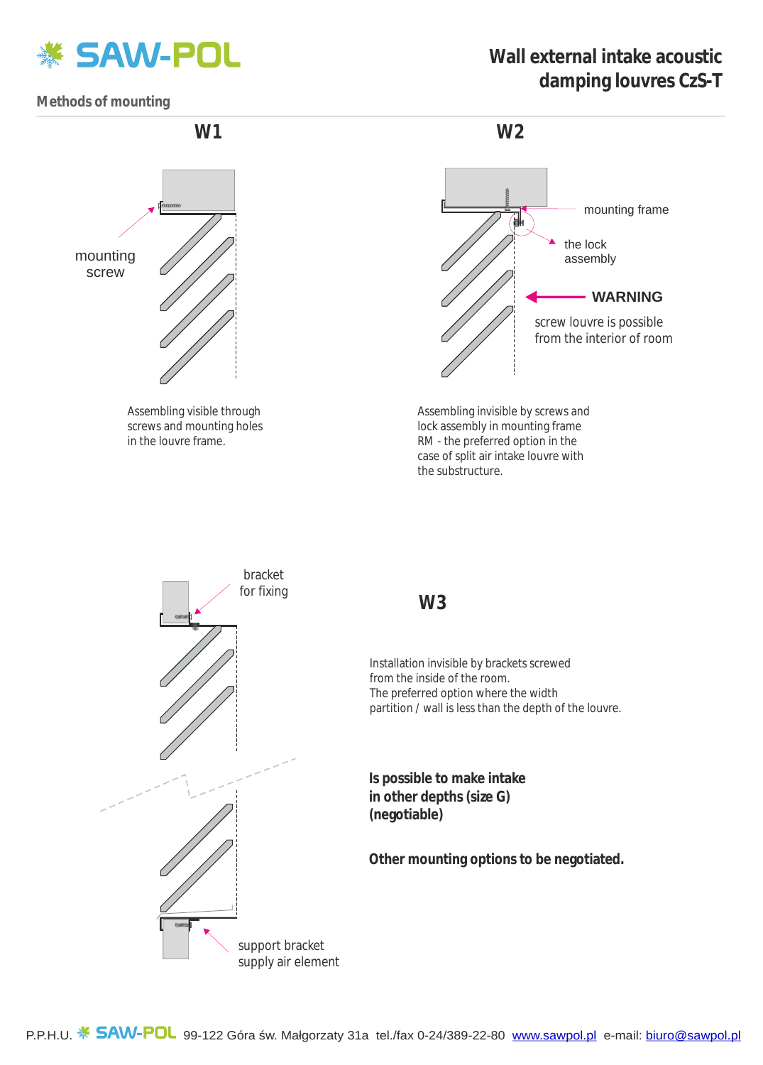# Wall external intake acoustic damping louvres CzS-T

## Methods of mounting

### W1

mounting screw

Assembling visible through screws and mounting holes in the louvre frame.

### W2

mounting frame

the lock assembly

**WARNING**

screw louvre is possible from the interior of room

Assembling invisible by screws and lock assembly in mounting frame RM - the preferred option in the case of split air intake louvre with the substructure.

bracket for fixing

support bracket supply air element

### W3

Installation invisible by brackets screwed from the inside of the room.
The preferred option where the width partition / wall is less than the depth of the louvre.

**Is possible to make intake in other depths (size G) (negotiable)**

**Other mounting options to be negotiated.**

P.P.H.U. SAW-POL 99-122 Góra św. Małgorzaty 31a tel./fax 0-24/389-22-80 www.sawpol.pl e-mail: biuro@sawpol.pl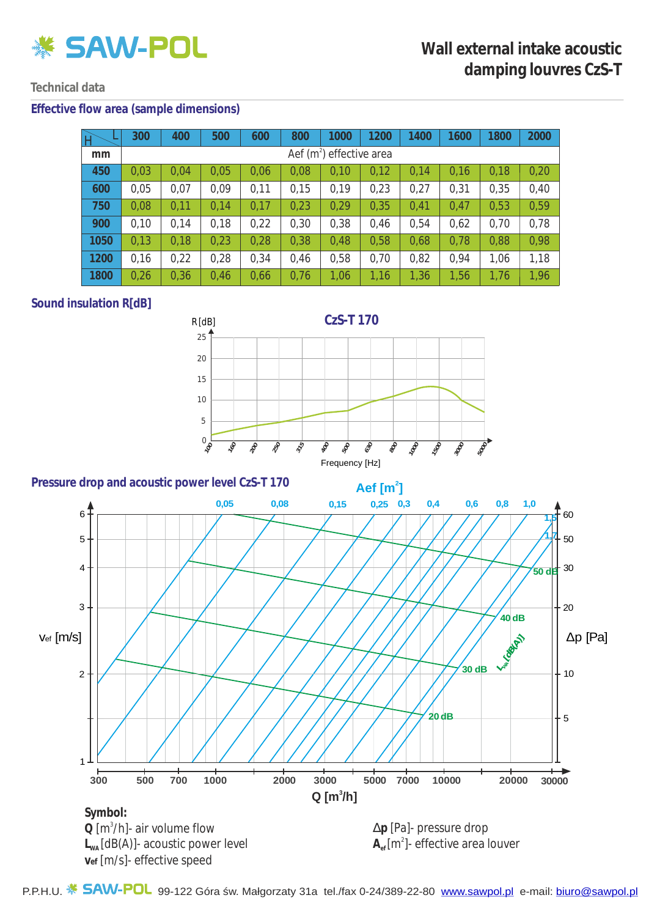# Wall external intake acoustic damping louvres CzS-T

Technical data

## Effective flow area (sample dimensions)

| H \ L mm | 300 | 400 | 500 | 600 | 800 | 1000 | 1200 | 1400 | 1600 | 1800 | 2000 |
|---|---|---|---|---|---|---|---|---|---|---|---|
| mm | Aef (m²) effective area | | | | | | | | | | |
| 450 | 0,03 | 0,04 | 0,05 | 0,06 | 0,08 | 0,10 | 0,12 | 0,14 | 0,16 | 0,18 | 0,20 |
| 600 | 0,05 | 0,07 | 0,09 | 0,11 | 0,15 | 0,19 | 0,23 | 0,27 | 0,31 | 0,35 | 0,40 |
| 750 | 0,08 | 0,11 | 0,14 | 0,17 | 0,23 | 0,29 | 0,35 | 0,41 | 0,47 | 0,53 | 0,59 |
| 900 | 0,10 | 0,14 | 0,18 | 0,22 | 0,30 | 0,38 | 0,46 | 0,54 | 0,62 | 0,70 | 0,78 |
| 1050 | 0,13 | 0,18 | 0,23 | 0,28 | 0,38 | 0,48 | 0,58 | 0,68 | 0,78 | 0,88 | 0,98 |
| 1200 | 0,16 | 0,22 | 0,28 | 0,34 | 0,46 | 0,58 | 0,70 | 0,82 | 0,94 | 1,06 | 1,18 |
| 1800 | 0,26 | 0,36 | 0,46 | 0,66 | 0,76 | 1,06 | 1,16 | 1,36 | 1,56 | 1,76 | 1,96 |

## Sound insulation R[dB]

CzS-T 170

R [dB] — Frequency [Hz]

## Pressure drop and acoustic power level CzS-T 170

Aef [m²]: 0,05; 0,08; 0,15; 0,25; 0,3; 0,4; 0,6; 0,8; 1,0; 1,5; 1,7

$L_{WA}$ [dB(A)]: 20 dB; 30 dB; 40 dB; 50 dB

$v_{ef}$ [m/s] — Q [m³/h] — Δp [Pa]

**Symbol:**

**Q** [m³/h]- air volume flow

**$L_{WA}$** [dB(A)]- acoustic power level

**$v_{ef}$** [m/s]- effective speed

**Δp** [Pa]- pressure drop

**$A_{ef}$** [m²]- effective area louver

P.P.H.U. SAW-POL 99-122 Góra św. Małgorzaty 31a tel./fax 0-24/389-22-80 www.sawpol.pl e-mail: biuro@sawpol.pl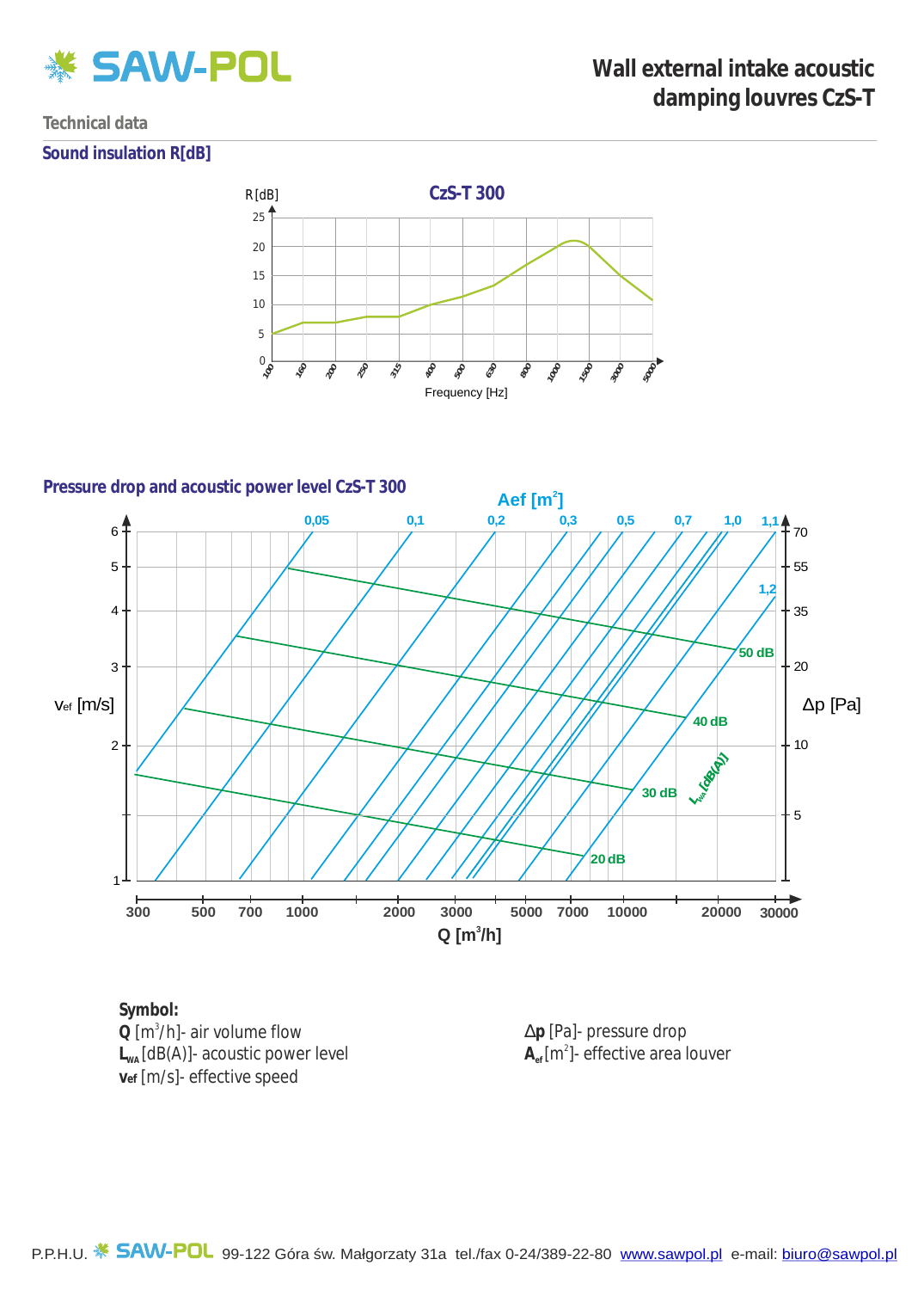# Wall external intake acoustic damping louvres CzS-T

## Technical data

### Sound insulation R[dB]

### Pressure drop and acoustic power level CzS-T 300

**Symbol:**

**Q** [m³/h]- air volume flow

**$L_{WA}$** [dB(A)]- acoustic power level

**$v_{ef}$** [m/s]- effective speed

**Δp** [Pa]- pressure drop

**$A_{ef}$** [m²]- effective area louver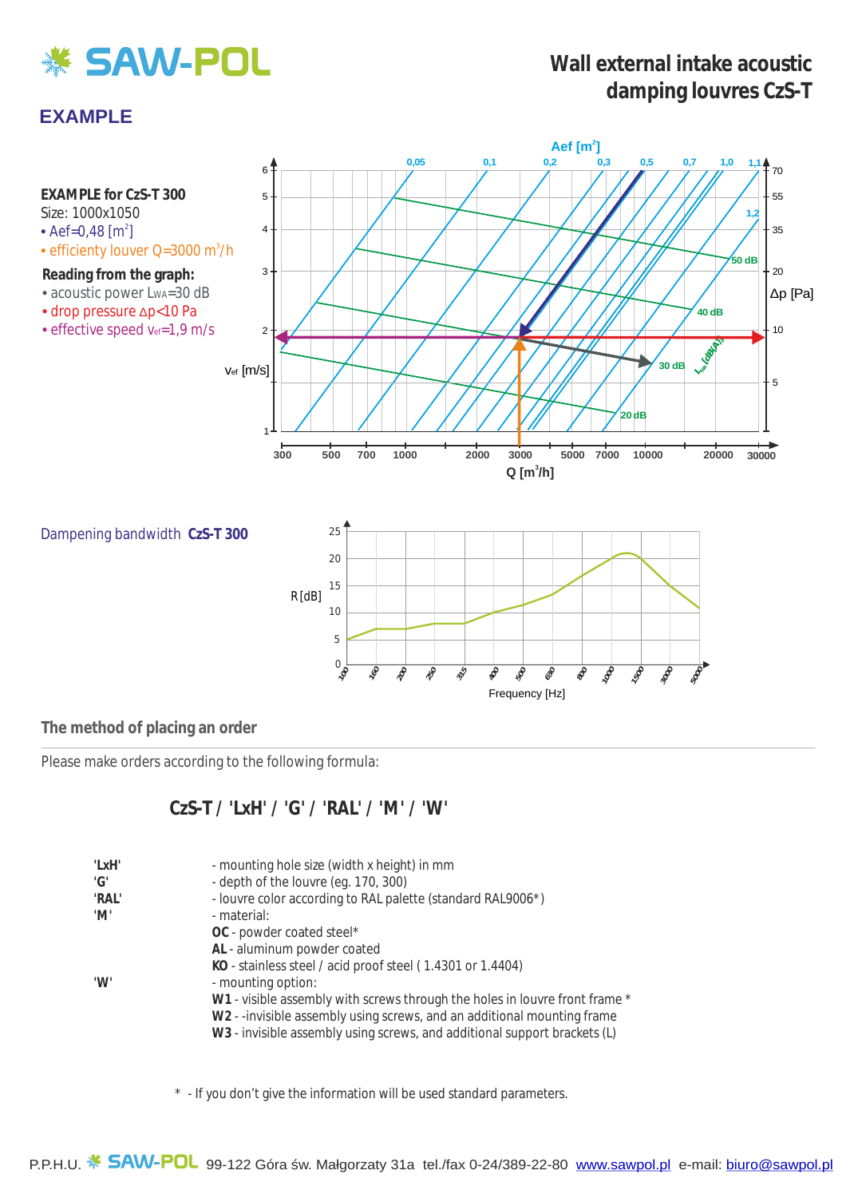# Wall external intake acoustic damping louvres CzS-T

## EXAMPLE

**EXAMPLE for CzS-T 300**

Size: 1000x1050

- Aef=0,48 [m$^2$]
- efficienty louver Q=3000 m$^3$/h

**Reading from the graph:**

- acoustic power $L_{WA}$=30 dB
- drop pressure Δp<10 Pa
- effective speed $v_{ef}$=1,9 m/s

Aef [m$^2$]

0,05 0,1 0,2 0,3 0,5 0,7 1,0 1,1 1,2

$v_{ef}$ [m/s]

1 2 3 4 5 6

Δp [Pa]

5 10 20 35 55 70

50 dB 40 dB 30 dB 20 dB

$L_{WA}$ [dB(A)]

Q [m$^3$/h]

300 500 700 1000 2000 3000 5000 7000 10000 20000 30000

Dampening bandwidth **CzS-T 300**

R [dB]

0 5 10 15 20 25

Frequency [Hz]

100 160 200 250 315 400 500 630 800 1000 1500 3000 5000

## The method of placing an order

Please make orders according to the following formula:

**CzS-T / 'LxH' / 'G' / 'RAL' / 'M' / 'W'**

| | |
|---|---|
| **'LxH'** | - mounting hole size (width x height) in mm |
| **'G'** | - depth of the louvre (eg. 170, 300) |
| **'RAL'** | - louvre color according to RAL palette (standard RAL9006*) |
| **'M'** | - material:<br>**OC** - powder coated steel*<br>**AL** - aluminum powder coated<br>**KO** - stainless steel / acid proof steel ( 1.4301 or 1.4404) |
| **'W'** | - mounting option:<br>**W1** - visible assembly with screws through the holes in louvre front frame *<br>**W2** - -invisible assembly using screws, and an additional mounting frame<br>**W3** - invisible assembly using screws, and additional support brackets (L) |

\* - If you don't give the information will be used standard parameters.

P.P.H.U. SAW-POL 99-122 Góra św. Małgorzaty 31a tel./fax 0-24/389-22-80 www.sawpol.pl e-mail: biuro@sawpol.pl